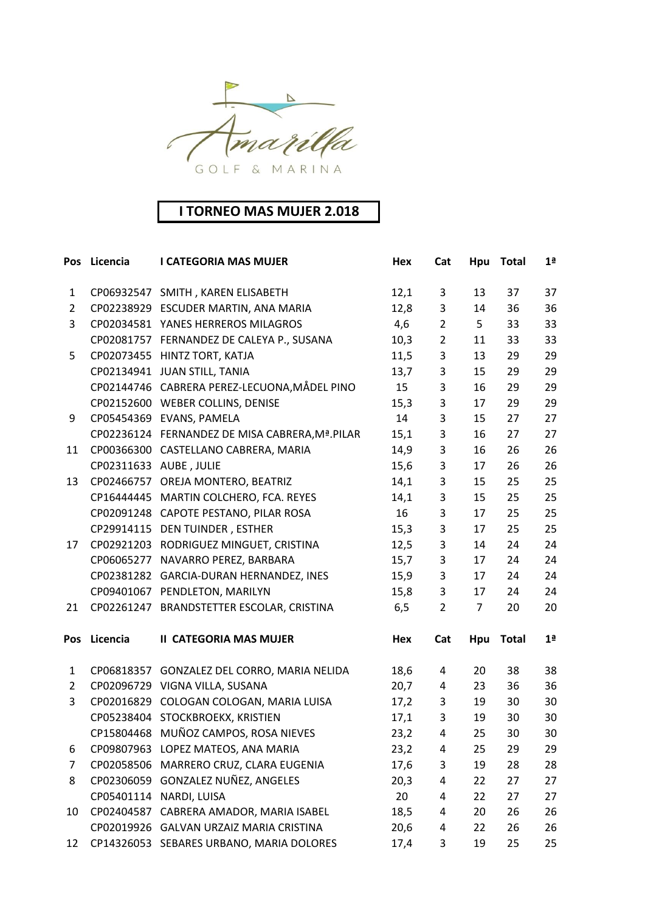Amarilla GOLF & MARINA

# I TORNEO MAS MUJER 2.018

| Pos | Licencia | I CATEGORIA MAS MUJER | Hex | Cat | Hpu | Total | 1ª |
|---|---|---|---|---|---|---|---|
| 1 | CP06932547 | SMITH , KAREN ELISABETH | 12,1 | 3 | 13 | 37 | 37 |
| 2 | CP02238929 | ESCUDER MARTIN, ANA MARIA | 12,8 | 3 | 14 | 36 | 36 |
| 3 | CP02034581 | YANES HERREROS MILAGROS | 4,6 | 2 | 5 | 33 | 33 |
| | CP02081757 | FERNANDEZ DE CALEYA P., SUSANA | 10,3 | 2 | 11 | 33 | 33 |
| 5 | CP02073455 | HINTZ TORT, KATJA | 11,5 | 3 | 13 | 29 | 29 |
| | CP02134941 | JUAN STILL, TANIA | 13,7 | 3 | 15 | 29 | 29 |
| | CP02144746 | CABRERA PEREZ-LECUONA,MÅDEL PINO | 15 | 3 | 16 | 29 | 29 |
| | CP02152600 | WEBER COLLINS, DENISE | 15,3 | 3 | 17 | 29 | 29 |
| 9 | CP05454369 | EVANS, PAMELA | 14 | 3 | 15 | 27 | 27 |
| | CP02236124 | FERNANDEZ DE MISA CABRERA,Mª.PILAR | 15,1 | 3 | 16 | 27 | 27 |
| 11 | CP00366300 | CASTELLANO CABRERA, MARIA | 14,9 | 3 | 16 | 26 | 26 |
| | CP02311633 | AUBE , JULIE | 15,6 | 3 | 17 | 26 | 26 |
| 13 | CP02466757 | OREJA MONTERO, BEATRIZ | 14,1 | 3 | 15 | 25 | 25 |
| | CP16444445 | MARTIN COLCHERO, FCA. REYES | 14,1 | 3 | 15 | 25 | 25 |
| | CP02091248 | CAPOTE PESTANO, PILAR ROSA | 16 | 3 | 17 | 25 | 25 |
| | CP29914115 | DEN TUINDER , ESTHER | 15,3 | 3 | 17 | 25 | 25 |
| 17 | CP02921203 | RODRIGUEZ MINGUET, CRISTINA | 12,5 | 3 | 14 | 24 | 24 |
| | CP06065277 | NAVARRO PEREZ, BARBARA | 15,7 | 3 | 17 | 24 | 24 |
| | CP02381282 | GARCIA-DURAN HERNANDEZ, INES | 15,9 | 3 | 17 | 24 | 24 |
| | CP09401067 | PENDLETON, MARILYN | 15,8 | 3 | 17 | 24 | 24 |
| 21 | CP02261247 | BRANDSTETTER ESCOLAR, CRISTINA | 6,5 | 2 | 7 | 20 | 20 |

| Pos | Licencia | II CATEGORIA MAS MUJER | Hex | Cat | Hpu | Total | 1ª |
|---|---|---|---|---|---|---|---|
| 1 | CP06818357 | GONZALEZ DEL CORRO, MARIA NELIDA | 18,6 | 4 | 20 | 38 | 38 |
| 2 | CP02096729 | VIGNA VILLA, SUSANA | 20,7 | 4 | 23 | 36 | 36 |
| 3 | CP02016829 | COLOGAN COLOGAN, MARIA LUISA | 17,2 | 3 | 19 | 30 | 30 |
| | CP05238404 | STOCKBROEKX, KRISTIEN | 17,1 | 3 | 19 | 30 | 30 |
| | CP15804468 | MUÑOZ CAMPOS, ROSA NIEVES | 23,2 | 4 | 25 | 30 | 30 |
| 6 | CP09807963 | LOPEZ MATEOS, ANA MARIA | 23,2 | 4 | 25 | 29 | 29 |
| 7 | CP02058506 | MARRERO CRUZ, CLARA EUGENIA | 17,6 | 3 | 19 | 28 | 28 |
| 8 | CP02306059 | GONZALEZ NUÑEZ, ANGELES | 20,3 | 4 | 22 | 27 | 27 |
| | CP05401114 | NARDI, LUISA | 20 | 4 | 22 | 27 | 27 |
| 10 | CP02404587 | CABRERA AMADOR, MARIA ISABEL | 18,5 | 4 | 20 | 26 | 26 |
| | CP02019926 | GALVAN URZAIZ MARIA CRISTINA | 20,6 | 4 | 22 | 26 | 26 |
| 12 | CP14326053 | SEBARES URBANO, MARIA DOLORES | 17,4 | 3 | 19 | 25 | 25 |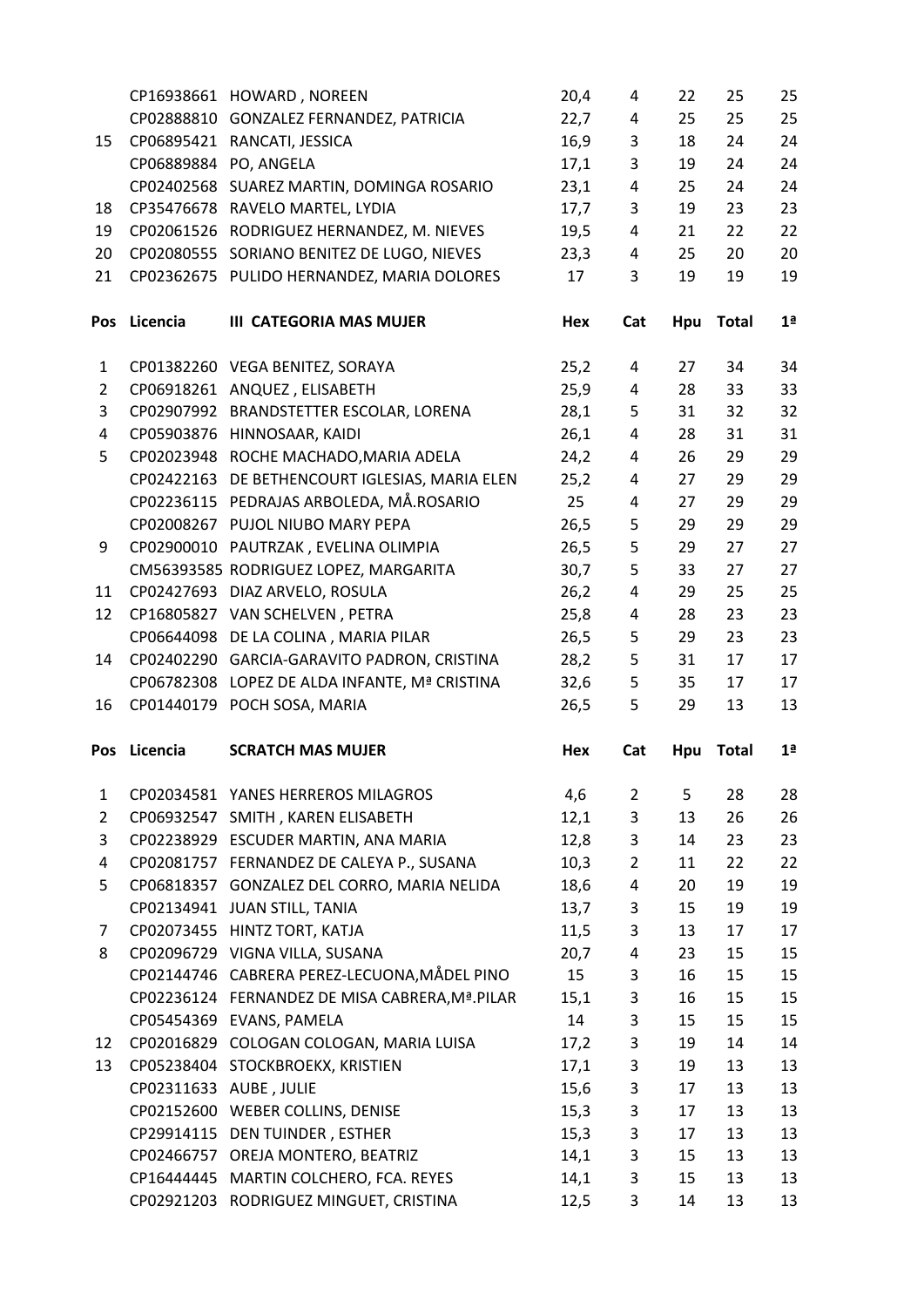| Pos | Licencia | | Hex | Cat | Hpu | Total | 1ª |
|---|---|---|---|---|---|---|---|
| | CP16938661 | HOWARD , NOREEN | 20,4 | 4 | 22 | 25 | 25 |
| | CP02888810 | GONZALEZ FERNANDEZ, PATRICIA | 22,7 | 4 | 25 | 25 | 25 |
| 15 | CP06895421 | RANCATI, JESSICA | 16,9 | 3 | 18 | 24 | 24 |
| | CP06889884 | PO, ANGELA | 17,1 | 3 | 19 | 24 | 24 |
| | CP02402568 | SUAREZ MARTIN, DOMINGA ROSARIO | 23,1 | 4 | 25 | 24 | 24 |
| 18 | CP35476678 | RAVELO MARTEL, LYDIA | 17,7 | 3 | 19 | 23 | 23 |
| 19 | CP02061526 | RODRIGUEZ HERNANDEZ, M. NIEVES | 19,5 | 4 | 21 | 22 | 22 |
| 20 | CP02080555 | SORIANO BENITEZ DE LUGO, NIEVES | 23,3 | 4 | 25 | 20 | 20 |
| 21 | CP02362675 | PULIDO HERNANDEZ, MARIA DOLORES | 17 | 3 | 19 | 19 | 19 |

| Pos | Licencia | III CATEGORIA MAS MUJER | Hex | Cat | Hpu | Total | 1ª |
|---|---|---|---|---|---|---|---|
| 1 | CP01382260 | VEGA BENITEZ, SORAYA | 25,2 | 4 | 27 | 34 | 34 |
| 2 | CP06918261 | ANQUEZ , ELISABETH | 25,9 | 4 | 28 | 33 | 33 |
| 3 | CP02907992 | BRANDSTETTER ESCOLAR, LORENA | 28,1 | 5 | 31 | 32 | 32 |
| 4 | CP05903876 | HINNOSAAR, KAIDI | 26,1 | 4 | 28 | 31 | 31 |
| 5 | CP02023948 | ROCHE MACHADO,MARIA ADELA | 24,2 | 4 | 26 | 29 | 29 |
| | CP02422163 | DE BETHENCOURT IGLESIAS, MARIA ELEN | 25,2 | 4 | 27 | 29 | 29 |
| | CP02236115 | PEDRAJAS ARBOLEDA, MÅ.ROSARIO | 25 | 4 | 27 | 29 | 29 |
| | CP02008267 | PUJOL NIUBO MARY PEPA | 26,5 | 5 | 29 | 29 | 29 |
| 9 | CP02900010 | PAUTRZAK , EVELINA OLIMPIA | 26,5 | 5 | 29 | 27 | 27 |
| | CM56393585 | RODRIGUEZ LOPEZ, MARGARITA | 30,7 | 5 | 33 | 27 | 27 |
| 11 | CP02427693 | DIAZ ARVELO, ROSULA | 26,2 | 4 | 29 | 25 | 25 |
| 12 | CP16805827 | VAN SCHELVEN , PETRA | 25,8 | 4 | 28 | 23 | 23 |
| | CP06644098 | DE LA COLINA , MARIA PILAR | 26,5 | 5 | 29 | 23 | 23 |
| 14 | CP02402290 | GARCIA-GARAVITO PADRON, CRISTINA | 28,2 | 5 | 31 | 17 | 17 |
| | CP06782308 | LOPEZ DE ALDA INFANTE, Mª CRISTINA | 32,6 | 5 | 35 | 17 | 17 |
| 16 | CP01440179 | POCH SOSA, MARIA | 26,5 | 5 | 29 | 13 | 13 |

| Pos | Licencia | SCRATCH MAS MUJER | Hex | Cat | Hpu | Total | 1ª |
|---|---|---|---|---|---|---|---|
| 1 | CP02034581 | YANES HERREROS MILAGROS | 4,6 | 2 | 5 | 28 | 28 |
| 2 | CP06932547 | SMITH , KAREN ELISABETH | 12,1 | 3 | 13 | 26 | 26 |
| 3 | CP02238929 | ESCUDER MARTIN, ANA MARIA | 12,8 | 3 | 14 | 23 | 23 |
| 4 | CP02081757 | FERNANDEZ DE CALEYA P., SUSANA | 10,3 | 2 | 11 | 22 | 22 |
| 5 | CP06818357 | GONZALEZ DEL CORRO, MARIA NELIDA | 18,6 | 4 | 20 | 19 | 19 |
| | CP02134941 | JUAN STILL, TANIA | 13,7 | 3 | 15 | 19 | 19 |
| 7 | CP02073455 | HINTZ TORT, KATJA | 11,5 | 3 | 13 | 17 | 17 |
| 8 | CP02096729 | VIGNA VILLA, SUSANA | 20,7 | 4 | 23 | 15 | 15 |
| | CP02144746 | CABRERA PEREZ-LECUONA,MÅDEL PINO | 15 | 3 | 16 | 15 | 15 |
| | CP02236124 | FERNANDEZ DE MISA CABRERA,Mª.PILAR | 15,1 | 3 | 16 | 15 | 15 |
| | CP05454369 | EVANS, PAMELA | 14 | 3 | 15 | 15 | 15 |
| 12 | CP02016829 | COLOGAN COLOGAN, MARIA LUISA | 17,2 | 3 | 19 | 14 | 14 |
| 13 | CP05238404 | STOCKBROEKX, KRISTIEN | 17,1 | 3 | 19 | 13 | 13 |
| | CP02311633 | AUBE , JULIE | 15,6 | 3 | 17 | 13 | 13 |
| | CP02152600 | WEBER COLLINS, DENISE | 15,3 | 3 | 17 | 13 | 13 |
| | CP29914115 | DEN TUINDER , ESTHER | 15,3 | 3 | 17 | 13 | 13 |
| | CP02466757 | OREJA MONTERO, BEATRIZ | 14,1 | 3 | 15 | 13 | 13 |
| | CP16444445 | MARTIN COLCHERO, FCA. REYES | 14,1 | 3 | 15 | 13 | 13 |
| | CP02921203 | RODRIGUEZ MINGUET, CRISTINA | 12,5 | 3 | 14 | 13 | 13 |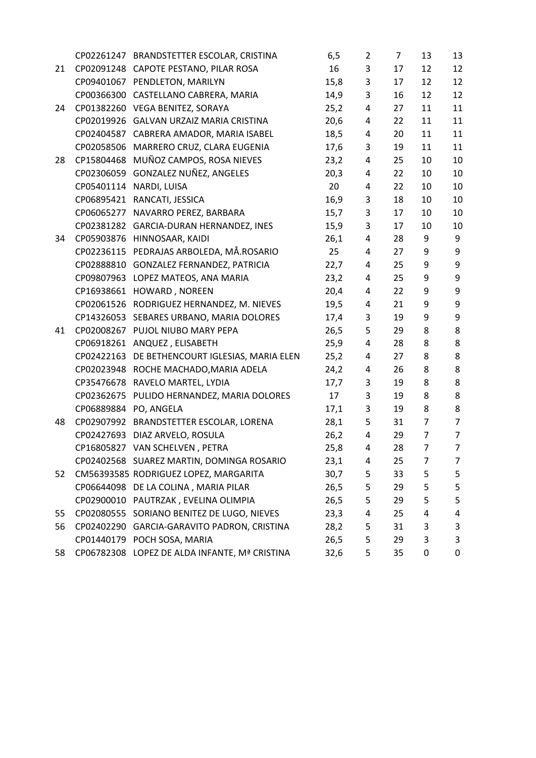| | | | | | | | |
|---|---|---|---|---|---|---|---|
| | CP02261247 | BRANDSTETTER ESCOLAR, CRISTINA | 6,5 | 2 | 7 | 13 | 13 |
| 21 | CP02091248 | CAPOTE PESTANO, PILAR ROSA | 16 | 3 | 17 | 12 | 12 |
| | CP09401067 | PENDLETON, MARILYN | 15,8 | 3 | 17 | 12 | 12 |
| | CP00366300 | CASTELLANO CABRERA, MARIA | 14,9 | 3 | 16 | 12 | 12 |
| 24 | CP01382260 | VEGA BENITEZ, SORAYA | 25,2 | 4 | 27 | 11 | 11 |
| | CP02019926 | GALVAN URZAIZ MARIA CRISTINA | 20,6 | 4 | 22 | 11 | 11 |
| | CP02404587 | CABRERA AMADOR, MARIA ISABEL | 18,5 | 4 | 20 | 11 | 11 |
| | CP02058506 | MARRERO CRUZ, CLARA EUGENIA | 17,6 | 3 | 19 | 11 | 11 |
| 28 | CP15804468 | MUÑOZ CAMPOS, ROSA NIEVES | 23,2 | 4 | 25 | 10 | 10 |
| | CP02306059 | GONZALEZ NUÑEZ, ANGELES | 20,3 | 4 | 22 | 10 | 10 |
| | CP05401114 | NARDI, LUISA | 20 | 4 | 22 | 10 | 10 |
| | CP06895421 | RANCATI, JESSICA | 16,9 | 3 | 18 | 10 | 10 |
| | CP06065277 | NAVARRO PEREZ, BARBARA | 15,7 | 3 | 17 | 10 | 10 |
| | CP02381282 | GARCIA-DURAN HERNANDEZ, INES | 15,9 | 3 | 17 | 10 | 10 |
| 34 | CP05903876 | HINNOSAAR, KAIDI | 26,1 | 4 | 28 | 9 | 9 |
| | CP02236115 | PEDRAJAS ARBOLEDA, MÅ.ROSARIO | 25 | 4 | 27 | 9 | 9 |
| | CP02888810 | GONZALEZ FERNANDEZ, PATRICIA | 22,7 | 4 | 25 | 9 | 9 |
| | CP09807963 | LOPEZ MATEOS, ANA MARIA | 23,2 | 4 | 25 | 9 | 9 |
| | CP16938661 | HOWARD , NOREEN | 20,4 | 4 | 22 | 9 | 9 |
| | CP02061526 | RODRIGUEZ HERNANDEZ, M. NIEVES | 19,5 | 4 | 21 | 9 | 9 |
| | CP14326053 | SEBARES URBANO, MARIA DOLORES | 17,4 | 3 | 19 | 9 | 9 |
| 41 | CP02008267 | PUJOL NIUBO MARY PEPA | 26,5 | 5 | 29 | 8 | 8 |
| | CP06918261 | ANQUEZ , ELISABETH | 25,9 | 4 | 28 | 8 | 8 |
| | CP02422163 | DE BETHENCOURT IGLESIAS, MARIA ELEN | 25,2 | 4 | 27 | 8 | 8 |
| | CP02023948 | ROCHE MACHADO,MARIA ADELA | 24,2 | 4 | 26 | 8 | 8 |
| | CP35476678 | RAVELO MARTEL, LYDIA | 17,7 | 3 | 19 | 8 | 8 |
| | CP02362675 | PULIDO HERNANDEZ, MARIA DOLORES | 17 | 3 | 19 | 8 | 8 |
| | CP06889884 | PO, ANGELA | 17,1 | 3 | 19 | 8 | 8 |
| 48 | CP02907992 | BRANDSTETTER ESCOLAR, LORENA | 28,1 | 5 | 31 | 7 | 7 |
| | CP02427693 | DIAZ ARVELO, ROSULA | 26,2 | 4 | 29 | 7 | 7 |
| | CP16805827 | VAN SCHELVEN , PETRA | 25,8 | 4 | 28 | 7 | 7 |
| | CP02402568 | SUAREZ MARTIN, DOMINGA ROSARIO | 23,1 | 4 | 25 | 7 | 7 |
| 52 | CM56393585 | RODRIGUEZ LOPEZ, MARGARITA | 30,7 | 5 | 33 | 5 | 5 |
| | CP06644098 | DE LA COLINA , MARIA PILAR | 26,5 | 5 | 29 | 5 | 5 |
| | CP02900010 | PAUTRZAK , EVELINA OLIMPIA | 26,5 | 5 | 29 | 5 | 5 |
| 55 | CP02080555 | SORIANO BENITEZ DE LUGO, NIEVES | 23,3 | 4 | 25 | 4 | 4 |
| 56 | CP02402290 | GARCIA-GARAVITO PADRON, CRISTINA | 28,2 | 5 | 31 | 3 | 3 |
| | CP01440179 | POCH SOSA, MARIA | 26,5 | 5 | 29 | 3 | 3 |
| 58 | CP06782308 | LOPEZ DE ALDA INFANTE, Mª CRISTINA | 32,6 | 5 | 35 | 0 | 0 |